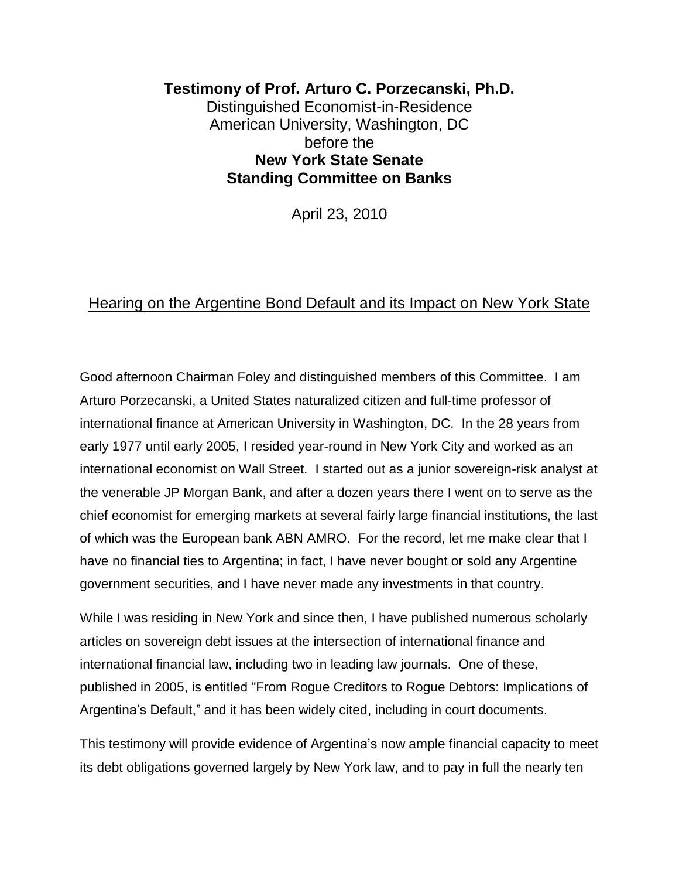**Testimony of Prof. Arturo C. Porzecanski, Ph.D.**
Distinguished Economist-in-Residence
American University, Washington, DC
before the
**New York State Senate**
**Standing Committee on Banks**

April 23, 2010

## Hearing on the Argentine Bond Default and its Impact on New York State

Good afternoon Chairman Foley and distinguished members of this Committee. I am Arturo Porzecanski, a United States naturalized citizen and full-time professor of international finance at American University in Washington, DC. In the 28 years from early 1977 until early 2005, I resided year-round in New York City and worked as an international economist on Wall Street. I started out as a junior sovereign-risk analyst at the venerable JP Morgan Bank, and after a dozen years there I went on to serve as the chief economist for emerging markets at several fairly large financial institutions, the last of which was the European bank ABN AMRO. For the record, let me make clear that I have no financial ties to Argentina; in fact, I have never bought or sold any Argentine government securities, and I have never made any investments in that country.

While I was residing in New York and since then, I have published numerous scholarly articles on sovereign debt issues at the intersection of international finance and international financial law, including two in leading law journals. One of these, published in 2005, is entitled "From Rogue Creditors to Rogue Debtors: Implications of Argentina's Default," and it has been widely cited, including in court documents.

This testimony will provide evidence of Argentina's now ample financial capacity to meet its debt obligations governed largely by New York law, and to pay in full the nearly ten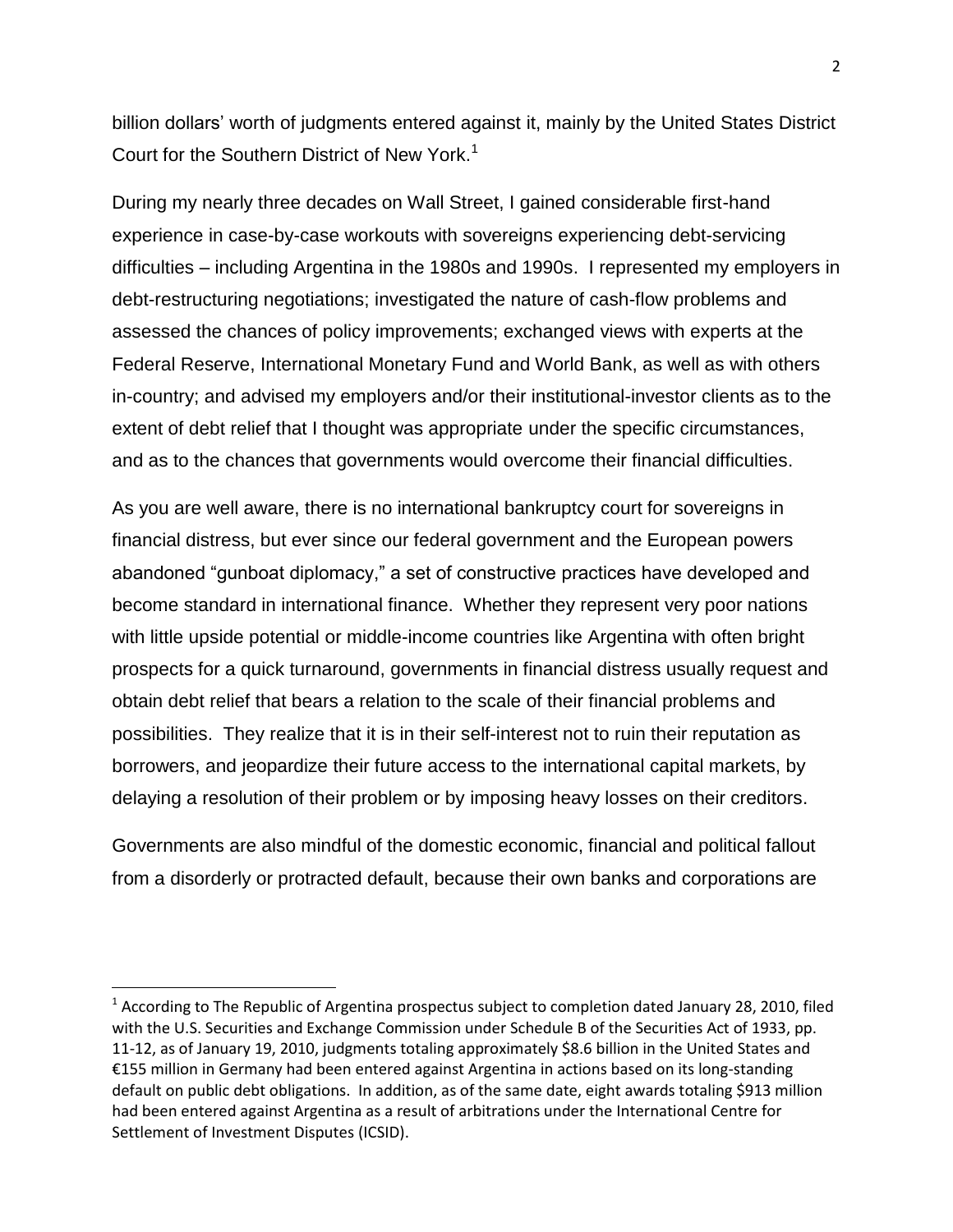billion dollars' worth of judgments entered against it, mainly by the United States District Court for the Southern District of New York.[1]

During my nearly three decades on Wall Street, I gained considerable first-hand experience in case-by-case workouts with sovereigns experiencing debt-servicing difficulties – including Argentina in the 1980s and 1990s. I represented my employers in debt-restructuring negotiations; investigated the nature of cash-flow problems and assessed the chances of policy improvements; exchanged views with experts at the Federal Reserve, International Monetary Fund and World Bank, as well as with others in-country; and advised my employers and/or their institutional-investor clients as to the extent of debt relief that I thought was appropriate under the specific circumstances, and as to the chances that governments would overcome their financial difficulties.

As you are well aware, there is no international bankruptcy court for sovereigns in financial distress, but ever since our federal government and the European powers abandoned "gunboat diplomacy," a set of constructive practices have developed and become standard in international finance. Whether they represent very poor nations with little upside potential or middle-income countries like Argentina with often bright prospects for a quick turnaround, governments in financial distress usually request and obtain debt relief that bears a relation to the scale of their financial problems and possibilities. They realize that it is in their self-interest not to ruin their reputation as borrowers, and jeopardize their future access to the international capital markets, by delaying a resolution of their problem or by imposing heavy losses on their creditors.

Governments are also mindful of the domestic economic, financial and political fallout from a disorderly or protracted default, because their own banks and corporations are

[1] According to The Republic of Argentina prospectus subject to completion dated January 28, 2010, filed with the U.S. Securities and Exchange Commission under Schedule B of the Securities Act of 1933, pp. 11-12, as of January 19, 2010, judgments totaling approximately $8.6 billion in the United States and €155 million in Germany had been entered against Argentina in actions based on its long-standing default on public debt obligations. In addition, as of the same date, eight awards totaling $913 million had been entered against Argentina as a result of arbitrations under the International Centre for Settlement of Investment Disputes (ICSID).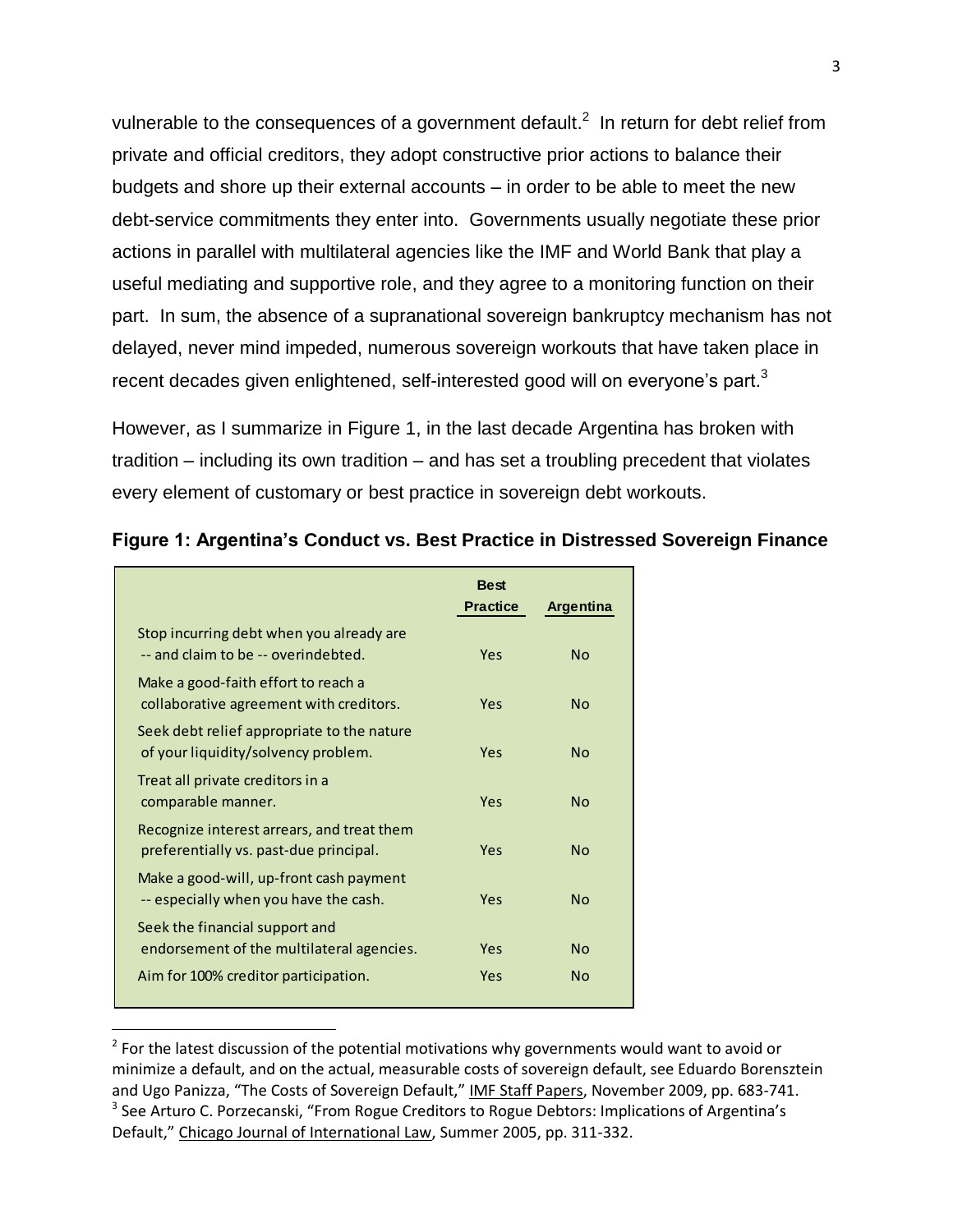vulnerable to the consequences of a government default.[2] In return for debt relief from private and official creditors, they adopt constructive prior actions to balance their budgets and shore up their external accounts – in order to be able to meet the new debt-service commitments they enter into. Governments usually negotiate these prior actions in parallel with multilateral agencies like the IMF and World Bank that play a useful mediating and supportive role, and they agree to a monitoring function on their part. In sum, the absence of a supranational sovereign bankruptcy mechanism has not delayed, never mind impeded, numerous sovereign workouts that have taken place in recent decades given enlightened, self-interested good will on everyone's part.[3]

However, as I summarize in Figure 1, in the last decade Argentina has broken with tradition – including its own tradition – and has set a troubling precedent that violates every element of customary or best practice in sovereign debt workouts.

**Figure 1: Argentina's Conduct vs. Best Practice in Distressed Sovereign Finance**

| | Best Practice | Argentina |
|---|---|---|
| Stop incurring debt when you already are -- and claim to be -- overindebted. | Yes | No |
| Make a good-faith effort to reach a collaborative agreement with creditors. | Yes | No |
| Seek debt relief appropriate to the nature of your liquidity/solvency problem. | Yes | No |
| Treat all private creditors in a comparable manner. | Yes | No |
| Recognize interest arrears, and treat them preferentially vs. past-due principal. | Yes | No |
| Make a good-will, up-front cash payment -- especially when you have the cash. | Yes | No |
| Seek the financial support and endorsement of the multilateral agencies. | Yes | No |
| Aim for 100% creditor participation. | Yes | No |

[2] For the latest discussion of the potential motivations why governments would want to avoid or minimize a default, and on the actual, measurable costs of sovereign default, see Eduardo Borensztein and Ugo Panizza, "The Costs of Sovereign Default," IMF Staff Papers, November 2009, pp. 683-741.

[3] See Arturo C. Porzecanski, "From Rogue Creditors to Rogue Debtors: Implications of Argentina's Default," Chicago Journal of International Law, Summer 2005, pp. 311-332.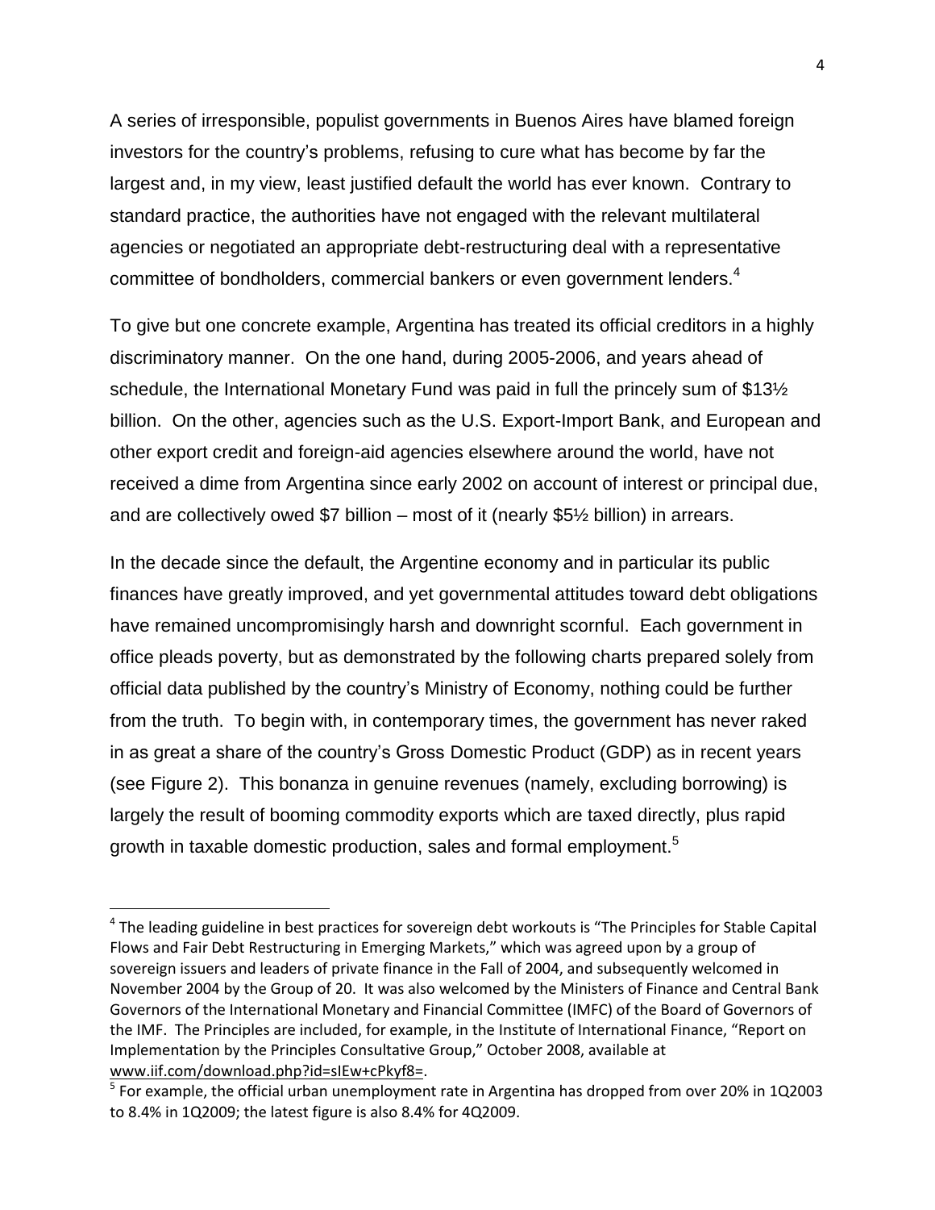A series of irresponsible, populist governments in Buenos Aires have blamed foreign investors for the country's problems, refusing to cure what has become by far the largest and, in my view, least justified default the world has ever known. Contrary to standard practice, the authorities have not engaged with the relevant multilateral agencies or negotiated an appropriate debt-restructuring deal with a representative committee of bondholders, commercial bankers or even government lenders.[4]

To give but one concrete example, Argentina has treated its official creditors in a highly discriminatory manner. On the one hand, during 2005-2006, and years ahead of schedule, the International Monetary Fund was paid in full the princely sum of $13½ billion. On the other, agencies such as the U.S. Export-Import Bank, and European and other export credit and foreign-aid agencies elsewhere around the world, have not received a dime from Argentina since early 2002 on account of interest or principal due, and are collectively owed $7 billion – most of it (nearly $5½ billion) in arrears.

In the decade since the default, the Argentine economy and in particular its public finances have greatly improved, and yet governmental attitudes toward debt obligations have remained uncompromisingly harsh and downright scornful. Each government in office pleads poverty, but as demonstrated by the following charts prepared solely from official data published by the country's Ministry of Economy, nothing could be further from the truth. To begin with, in contemporary times, the government has never raked in as great a share of the country's Gross Domestic Product (GDP) as in recent years (see Figure 2). This bonanza in genuine revenues (namely, excluding borrowing) is largely the result of booming commodity exports which are taxed directly, plus rapid growth in taxable domestic production, sales and formal employment.[5]

---

[4] The leading guideline in best practices for sovereign debt workouts is "The Principles for Stable Capital Flows and Fair Debt Restructuring in Emerging Markets," which was agreed upon by a group of sovereign issuers and leaders of private finance in the Fall of 2004, and subsequently welcomed in November 2004 by the Group of 20. It was also welcomed by the Ministers of Finance and Central Bank Governors of the International Monetary and Financial Committee (IMFC) of the Board of Governors of the IMF. The Principles are included, for example, in the Institute of International Finance, "Report on Implementation by the Principles Consultative Group," October 2008, available at www.iif.com/download.php?id=sIEw+cPkyf8=.

[5] For example, the official urban unemployment rate in Argentina has dropped from over 20% in 1Q2003 to 8.4% in 1Q2009; the latest figure is also 8.4% for 4Q2009.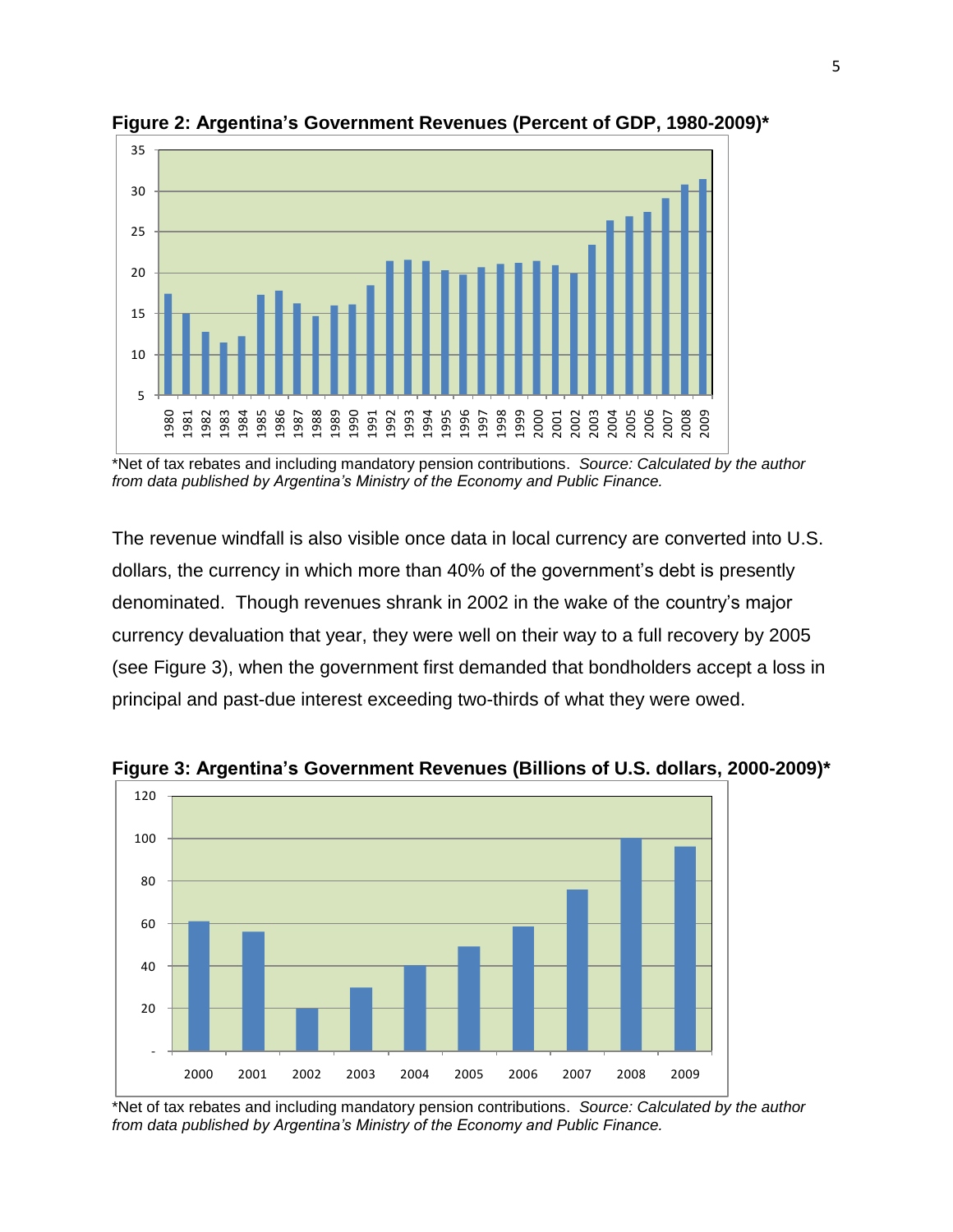**Figure 2: Argentina's Government Revenues (Percent of GDP, 1980-2009)***

*Net of tax rebates and including mandatory pension contributions. *Source: Calculated by the author from data published by Argentina's Ministry of the Economy and Public Finance.*

The revenue windfall is also visible once data in local currency are converted into U.S. dollars, the currency in which more than 40% of the government's debt is presently denominated. Though revenues shrank in 2002 in the wake of the country's major currency devaluation that year, they were well on their way to a full recovery by 2005 (see Figure 3), when the government first demanded that bondholders accept a loss in principal and past-due interest exceeding two-thirds of what they were owed.

**Figure 3: Argentina's Government Revenues (Billions of U.S. dollars, 2000-2009)***

*Net of tax rebates and including mandatory pension contributions. *Source: Calculated by the author from data published by Argentina's Ministry of the Economy and Public Finance.*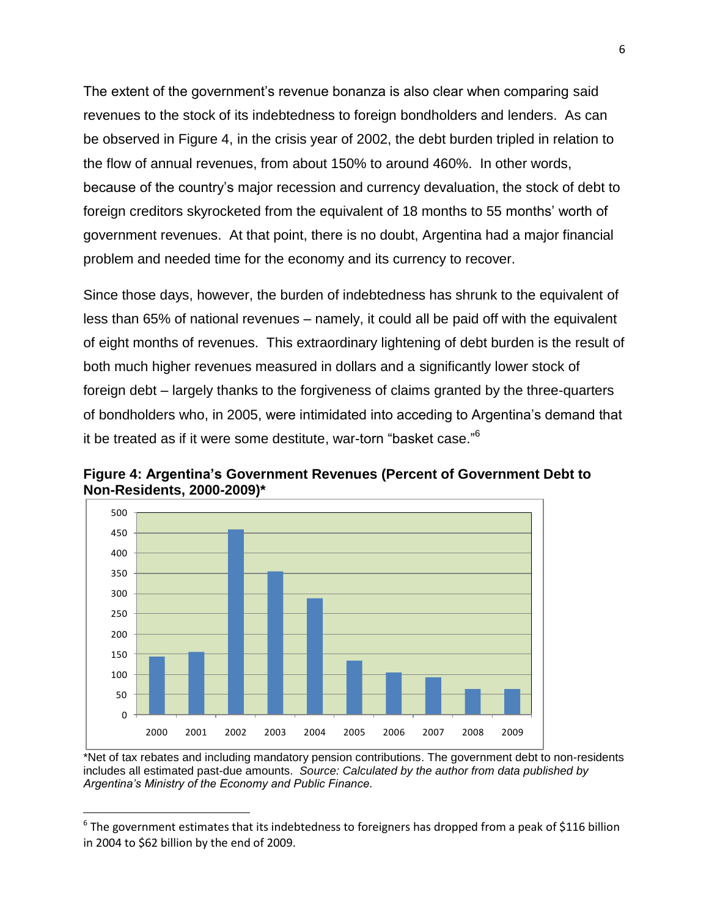The extent of the government's revenue bonanza is also clear when comparing said revenues to the stock of its indebtedness to foreign bondholders and lenders. As can be observed in Figure 4, in the crisis year of 2002, the debt burden tripled in relation to the flow of annual revenues, from about 150% to around 460%. In other words, because of the country's major recession and currency devaluation, the stock of debt to foreign creditors skyrocketed from the equivalent of 18 months to 55 months' worth of government revenues. At that point, there is no doubt, Argentina had a major financial problem and needed time for the economy and its currency to recover.

Since those days, however, the burden of indebtedness has shrunk to the equivalent of less than 65% of national revenues – namely, it could all be paid off with the equivalent of eight months of revenues. This extraordinary lightening of debt burden is the result of both much higher revenues measured in dollars and a significantly lower stock of foreign debt – largely thanks to the forgiveness of claims granted by the three-quarters of bondholders who, in 2005, were intimidated into acceding to Argentina's demand that it be treated as if it were some destitute, war-torn "basket case."[6]

**Figure 4: Argentina's Government Revenues (Percent of Government Debt to Non-Residents, 2000-2009)***

*Net of tax rebates and including mandatory pension contributions. The government debt to non-residents includes all estimated past-due amounts. *Source: Calculated by the author from data published by Argentina's Ministry of the Economy and Public Finance.*

[6] The government estimates that its indebtedness to foreigners has dropped from a peak of $116 billion in 2004 to $62 billion by the end of 2009.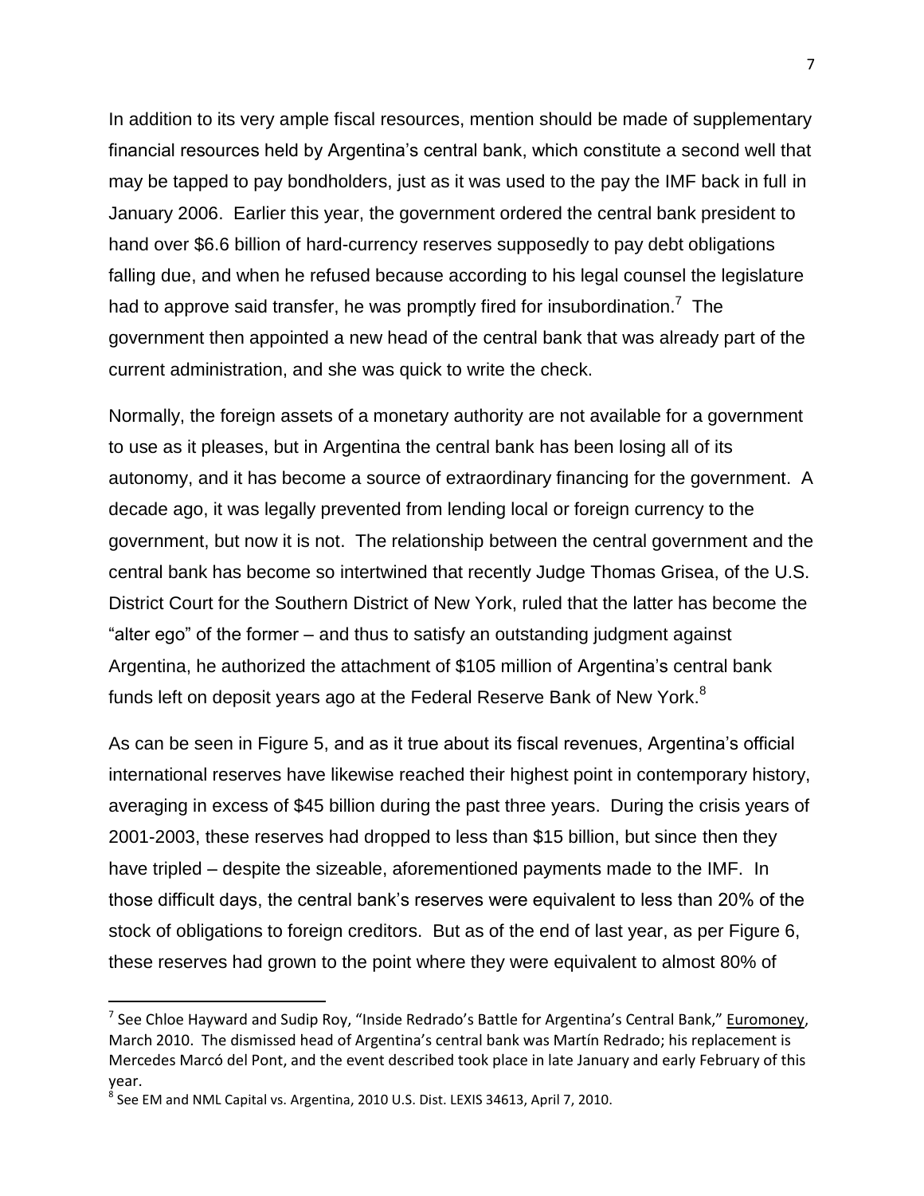In addition to its very ample fiscal resources, mention should be made of supplementary financial resources held by Argentina's central bank, which constitute a second well that may be tapped to pay bondholders, just as it was used to the pay the IMF back in full in January 2006. Earlier this year, the government ordered the central bank president to hand over $6.6 billion of hard-currency reserves supposedly to pay debt obligations falling due, and when he refused because according to his legal counsel the legislature had to approve said transfer, he was promptly fired for insubordination.[7] The government then appointed a new head of the central bank that was already part of the current administration, and she was quick to write the check.

Normally, the foreign assets of a monetary authority are not available for a government to use as it pleases, but in Argentina the central bank has been losing all of its autonomy, and it has become a source of extraordinary financing for the government. A decade ago, it was legally prevented from lending local or foreign currency to the government, but now it is not. The relationship between the central government and the central bank has become so intertwined that recently Judge Thomas Grisea, of the U.S. District Court for the Southern District of New York, ruled that the latter has become the "alter ego" of the former – and thus to satisfy an outstanding judgment against Argentina, he authorized the attachment of $105 million of Argentina's central bank funds left on deposit years ago at the Federal Reserve Bank of New York.[8]

As can be seen in Figure 5, and as it true about its fiscal revenues, Argentina's official international reserves have likewise reached their highest point in contemporary history, averaging in excess of $45 billion during the past three years. During the crisis years of 2001-2003, these reserves had dropped to less than $15 billion, but since then they have tripled – despite the sizeable, aforementioned payments made to the IMF. In those difficult days, the central bank's reserves were equivalent to less than 20% of the stock of obligations to foreign creditors. But as of the end of last year, as per Figure 6, these reserves had grown to the point where they were equivalent to almost 80% of

---

[7] See Chloe Hayward and Sudip Roy, "Inside Redrado's Battle for Argentina's Central Bank," Euromoney, March 2010. The dismissed head of Argentina's central bank was Martín Redrado; his replacement is Mercedes Marcó del Pont, and the event described took place in late January and early February of this year.

[8] See EM and NML Capital vs. Argentina, 2010 U.S. Dist. LEXIS 34613, April 7, 2010.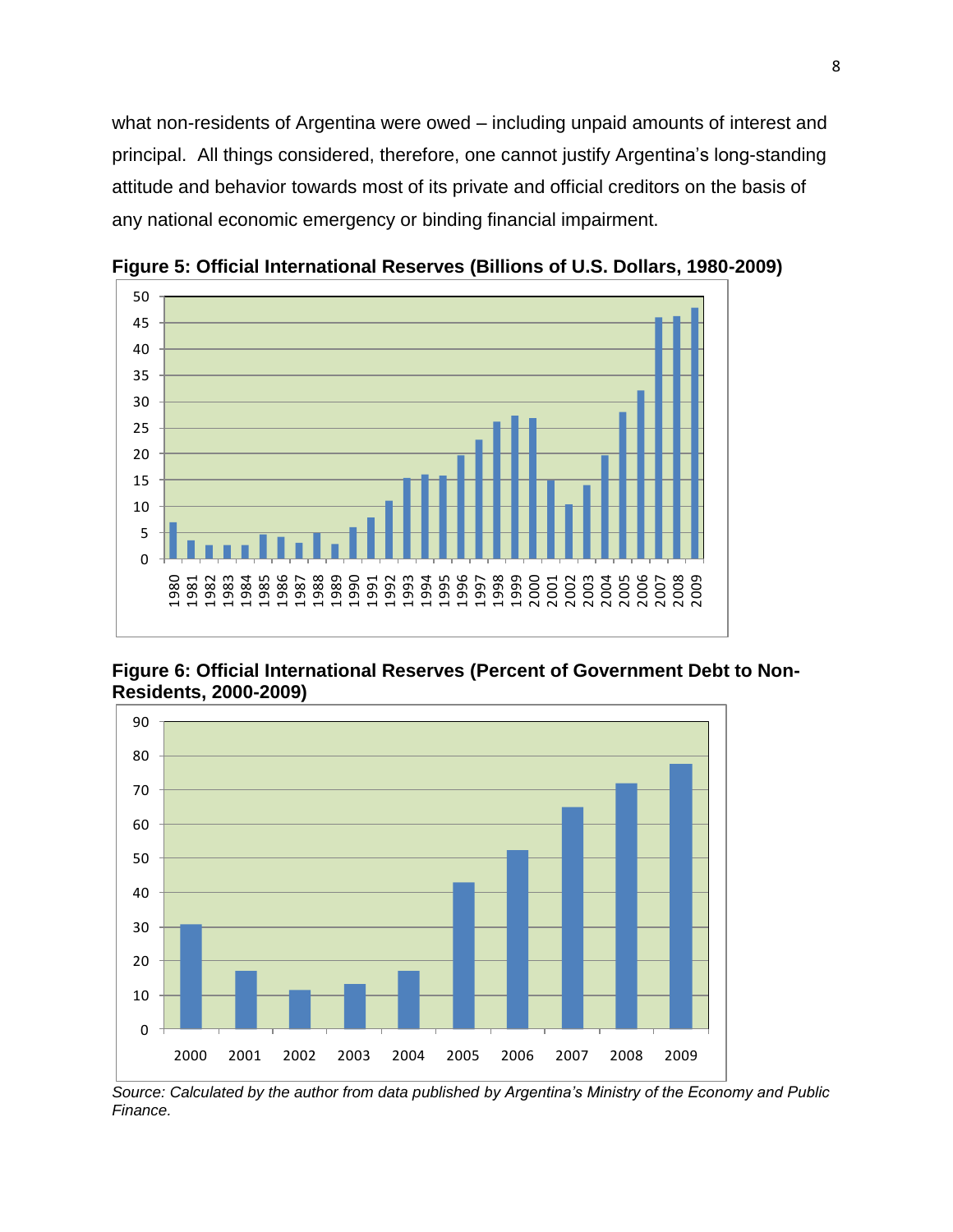what non-residents of Argentina were owed – including unpaid amounts of interest and principal. All things considered, therefore, one cannot justify Argentina's long-standing attitude and behavior towards most of its private and official creditors on the basis of any national economic emergency or binding financial impairment.

**Figure 5: Official International Reserves (Billions of U.S. Dollars, 1980-2009)**

**Figure 6: Official International Reserves (Percent of Government Debt to Non-Residents, 2000-2009)**

*Source: Calculated by the author from data published by Argentina's Ministry of the Economy and Public Finance.*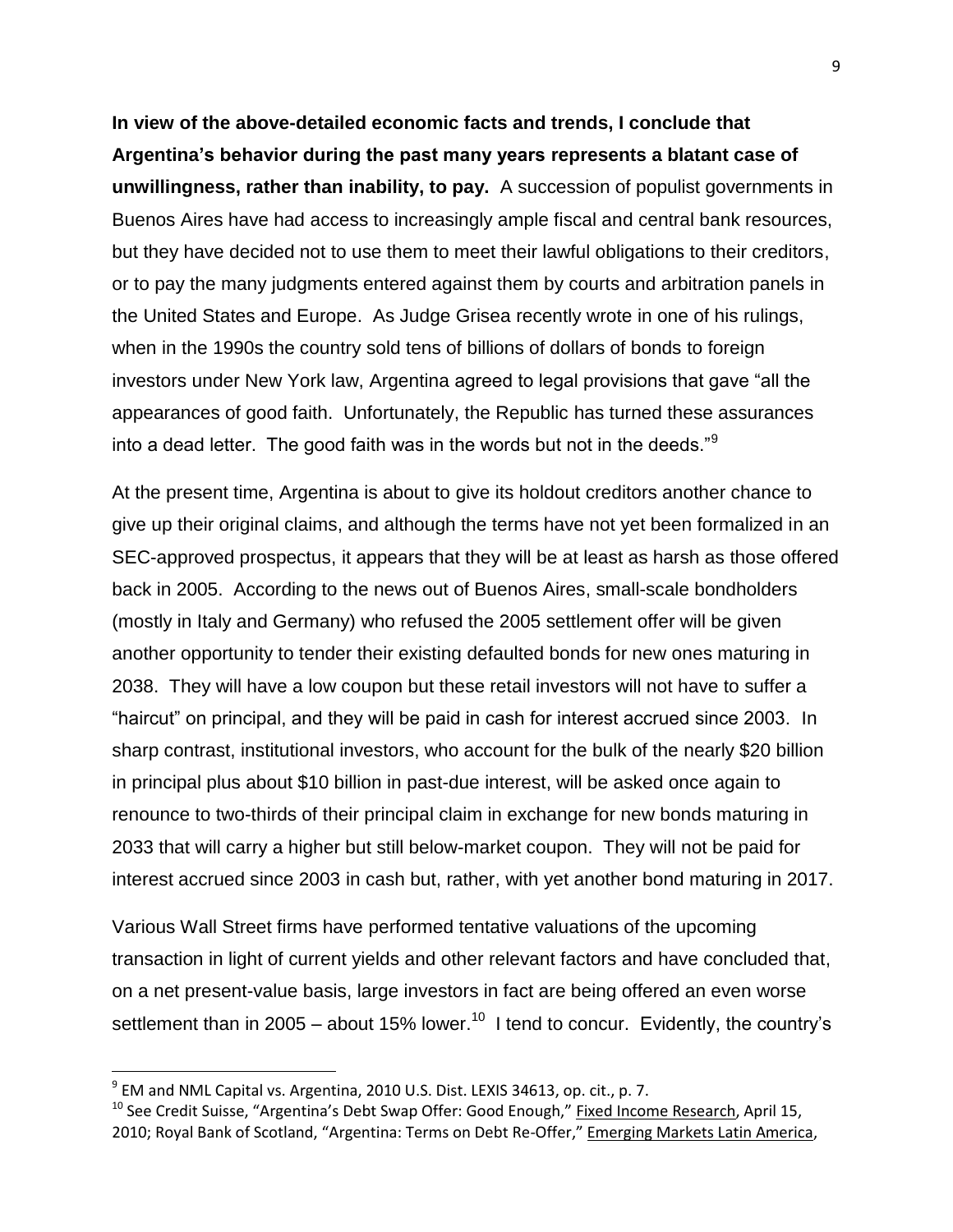**In view of the above-detailed economic facts and trends, I conclude that Argentina's behavior during the past many years represents a blatant case of unwillingness, rather than inability, to pay.** A succession of populist governments in Buenos Aires have had access to increasingly ample fiscal and central bank resources, but they have decided not to use them to meet their lawful obligations to their creditors, or to pay the many judgments entered against them by courts and arbitration panels in the United States and Europe. As Judge Grisea recently wrote in one of his rulings, when in the 1990s the country sold tens of billions of dollars of bonds to foreign investors under New York law, Argentina agreed to legal provisions that gave "all the appearances of good faith. Unfortunately, the Republic has turned these assurances into a dead letter. The good faith was in the words but not in the deeds."[9]

At the present time, Argentina is about to give its holdout creditors another chance to give up their original claims, and although the terms have not yet been formalized in an SEC-approved prospectus, it appears that they will be at least as harsh as those offered back in 2005. According to the news out of Buenos Aires, small-scale bondholders (mostly in Italy and Germany) who refused the 2005 settlement offer will be given another opportunity to tender their existing defaulted bonds for new ones maturing in 2038. They will have a low coupon but these retail investors will not have to suffer a "haircut" on principal, and they will be paid in cash for interest accrued since 2003. In sharp contrast, institutional investors, who account for the bulk of the nearly $20 billion in principal plus about $10 billion in past-due interest, will be asked once again to renounce to two-thirds of their principal claim in exchange for new bonds maturing in 2033 that will carry a higher but still below-market coupon. They will not be paid for interest accrued since 2003 in cash but, rather, with yet another bond maturing in 2017.

Various Wall Street firms have performed tentative valuations of the upcoming transaction in light of current yields and other relevant factors and have concluded that, on a net present-value basis, large investors in fact are being offered an even worse settlement than in 2005 – about 15% lower.[10] I tend to concur. Evidently, the country's

---

[9] EM and NML Capital vs. Argentina, 2010 U.S. Dist. LEXIS 34613, op. cit., p. 7.

[10] See Credit Suisse, "Argentina's Debt Swap Offer: Good Enough," Fixed Income Research, April 15, 2010; Royal Bank of Scotland, "Argentina: Terms on Debt Re-Offer," Emerging Markets Latin America,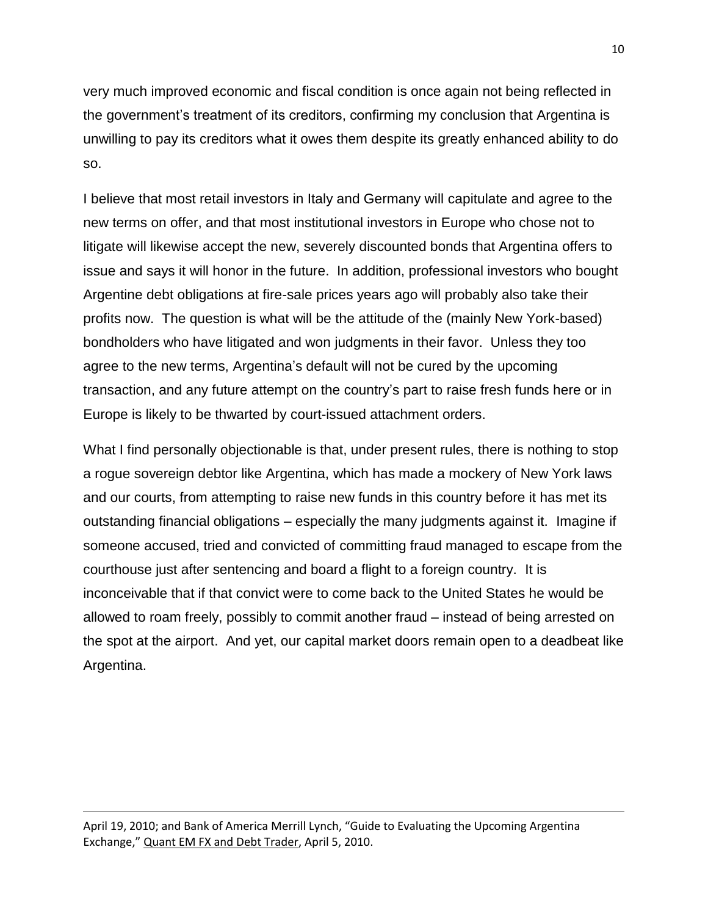very much improved economic and fiscal condition is once again not being reflected in the government's treatment of its creditors, confirming my conclusion that Argentina is unwilling to pay its creditors what it owes them despite its greatly enhanced ability to do so.

I believe that most retail investors in Italy and Germany will capitulate and agree to the new terms on offer, and that most institutional investors in Europe who chose not to litigate will likewise accept the new, severely discounted bonds that Argentina offers to issue and says it will honor in the future. In addition, professional investors who bought Argentine debt obligations at fire-sale prices years ago will probably also take their profits now. The question is what will be the attitude of the (mainly New York-based) bondholders who have litigated and won judgments in their favor. Unless they too agree to the new terms, Argentina's default will not be cured by the upcoming transaction, and any future attempt on the country's part to raise fresh funds here or in Europe is likely to be thwarted by court-issued attachment orders.

What I find personally objectionable is that, under present rules, there is nothing to stop a rogue sovereign debtor like Argentina, which has made a mockery of New York laws and our courts, from attempting to raise new funds in this country before it has met its outstanding financial obligations – especially the many judgments against it. Imagine if someone accused, tried and convicted of committing fraud managed to escape from the courthouse just after sentencing and board a flight to a foreign country. It is inconceivable that if that convict were to come back to the United States he would be allowed to roam freely, possibly to commit another fraud – instead of being arrested on the spot at the airport. And yet, our capital market doors remain open to a deadbeat like Argentina.

---

April 19, 2010; and Bank of America Merrill Lynch, "Guide to Evaluating the Upcoming Argentina Exchange," Quant EM FX and Debt Trader, April 5, 2010.